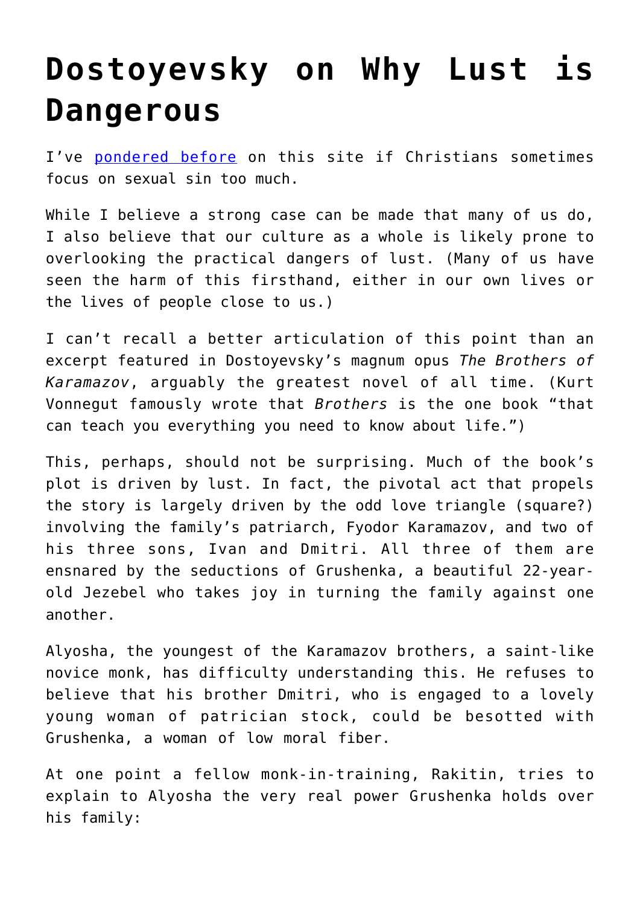# Dostoyevsky on Why Lust is Dangerous

I've pondered before on this site if Christians sometimes focus on sexual sin too much.

While I believe a strong case can be made that many of us do, I also believe that our culture as a whole is likely prone to overlooking the practical dangers of lust. (Many of us have seen the harm of this firsthand, either in our own lives or the lives of people close to us.)

I can't recall a better articulation of this point than an excerpt featured in Dostoyevsky's magnum opus *The Brothers of Karamazov*, arguably the greatest novel of all time. (Kurt Vonnegut famously wrote that *Brothers* is the one book "that can teach you everything you need to know about life.")

This, perhaps, should not be surprising. Much of the book's plot is driven by lust. In fact, the pivotal act that propels the story is largely driven by the odd love triangle (square?) involving the family's patriarch, Fyodor Karamazov, and two of his three sons, Ivan and Dmitri. All three of them are ensnared by the seductions of Grushenka, a beautiful 22-year-old Jezebel who takes joy in turning the family against one another.

Alyosha, the youngest of the Karamazov brothers, a saint-like novice monk, has difficulty understanding this. He refuses to believe that his brother Dmitri, who is engaged to a lovely young woman of patrician stock, could be besotted with Grushenka, a woman of low moral fiber.

At one point a fellow monk-in-training, Rakitin, tries to explain to Alyosha the very real power Grushenka holds over his family: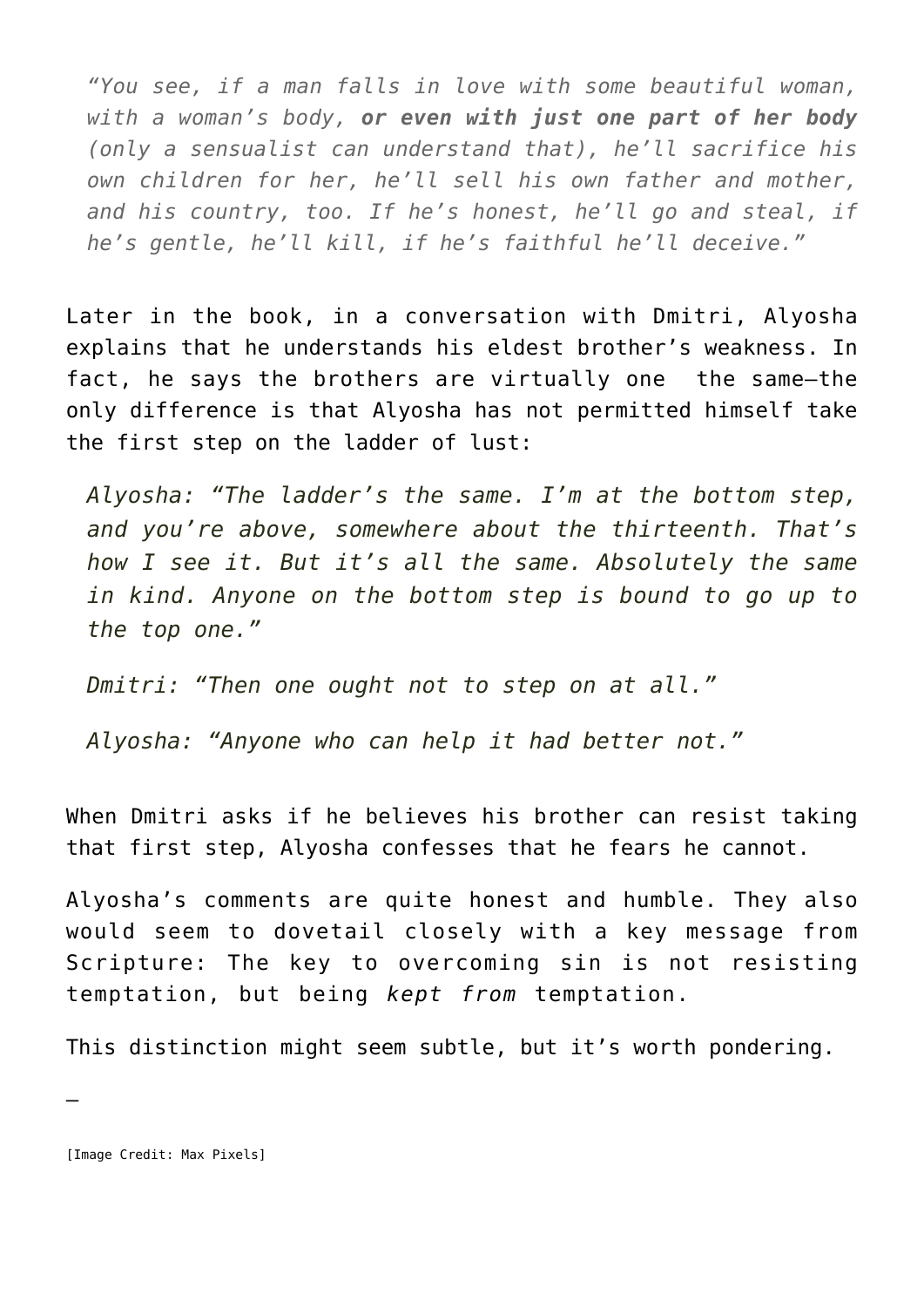> *"You see, if a man falls in love with some beautiful woman, with a woman's body,* ***or even with just one part of her body*** *(only a sensualist can understand that), he'll sacrifice his own children for her, he'll sell his own father and mother, and his country, too. If he's honest, he'll go and steal, if he's gentle, he'll kill, if he's faithful he'll deceive."*

Later in the book, in a conversation with Dmitri, Alyosha explains that he understands his eldest brother's weakness. In fact, he says the brothers are virtually one the same—the only difference is that Alyosha has not permitted himself take the first step on the ladder of lust:

> *Alyosha: "The ladder's the same. I'm at the bottom step, and you're above, somewhere about the thirteenth. That's how I see it. But it's all the same. Absolutely the same in kind. Anyone on the bottom step is bound to go up to the top one."*
>
> *Dmitri: "Then one ought not to step on at all."*
>
> *Alyosha: "Anyone who can help it had better not."*

When Dmitri asks if he believes his brother can resist taking that first step, Alyosha confesses that he fears he cannot.

Alyosha's comments are quite honest and humble. They also would seem to dovetail closely with a key message from Scripture: The key to overcoming sin is not resisting temptation, but being *kept from* temptation.

This distinction might seem subtle, but it's worth pondering.

—

[Image Credit: Max Pixels]